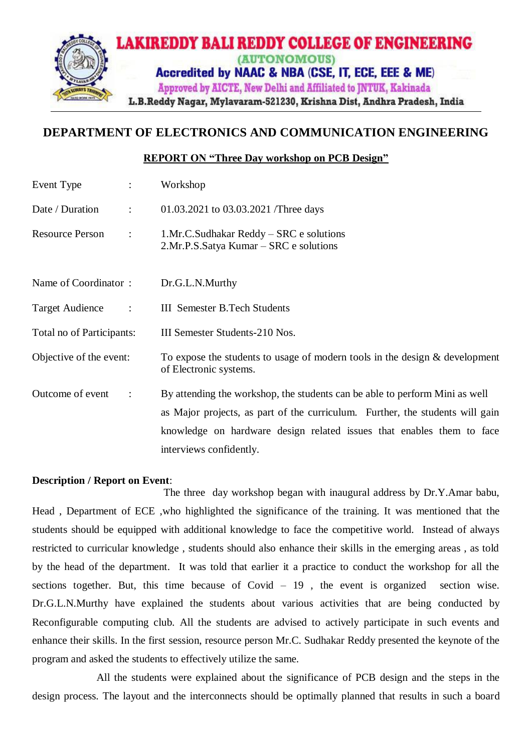# LAKIREDDY BALI REDDY COLLEGE OF ENGINEERING

(AUTONOMOUS)

Accredited by NAAC & NBA (CSE, IT, ECE, EEE & ME)

Approved by AICTE, New Delhi and Affiliated to JNTUK, Kakinada

L.B.Reddy Nagar, Mylavaram-521230, Krishna Dist, Andhra Pradesh, India

## DEPARTMENT OF ELECTRONICS AND COMMUNICATION ENGINEERING

### REPORT ON "Three Day workshop on PCB Design"

| | | |
|---|---|---|
| Event Type | : | Workshop |
| Date / Duration | : | 01.03.2021 to 03.03.2021 /Three days |
| Resource Person | : | 1.Mr.C.Sudhakar Reddy – SRC e solutions<br>2.Mr.P.S.Satya Kumar – SRC e solutions |
| Name of Coordinator | : | Dr.G.L.N.Murthy |
| Target Audience | : | III Semester B.Tech Students |
| Total no of Participants | : | III Semester Students-210 Nos. |
| Objective of the event | : | To expose the students to usage of modern tools in the design & development of Electronic systems. |
| Outcome of event | : | By attending the workshop, the students can be able to perform Mini as well as Major projects, as part of the curriculum. Further, the students will gain knowledge on hardware design related issues that enables them to face interviews confidently. |

**Description / Report on Event**:

The three day workshop began with inaugural address by Dr.Y.Amar babu, Head , Department of ECE ,who highlighted the significance of the training. It was mentioned that the students should be equipped with additional knowledge to face the competitive world. Instead of always restricted to curricular knowledge , students should also enhance their skills in the emerging areas , as told by the head of the department. It was told that earlier it a practice to conduct the workshop for all the sections together. But, this time because of Covid – 19 , the event is organized section wise. Dr.G.L.N.Murthy have explained the students about various activities that are being conducted by Reconfigurable computing club. All the students are advised to actively participate in such events and enhance their skills. In the first session, resource person Mr.C. Sudhakar Reddy presented the keynote of the program and asked the students to effectively utilize the same.

All the students were explained about the significance of PCB design and the steps in the design process. The layout and the interconnects should be optimally planned that results in such a board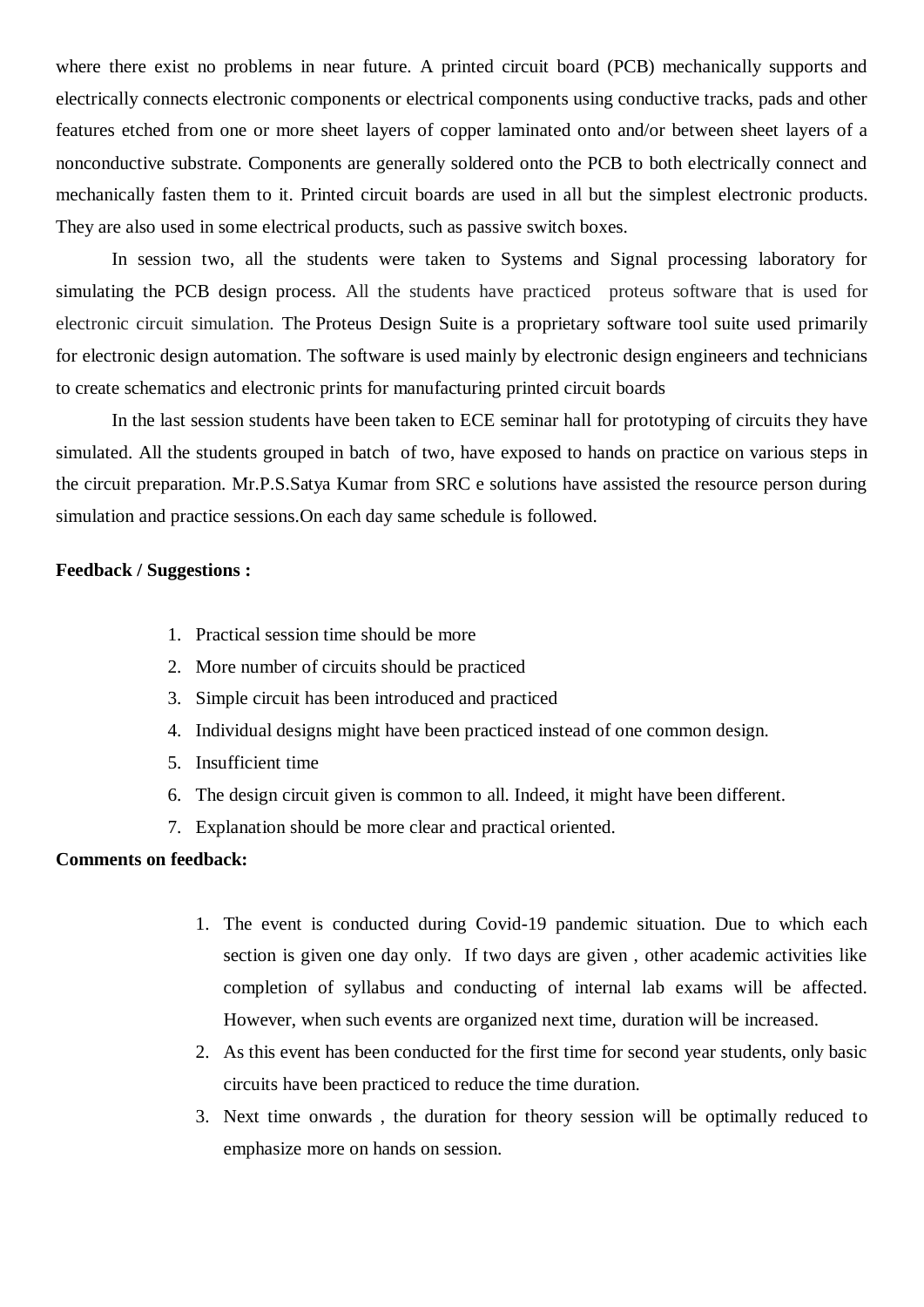where there exist no problems in near future. A printed circuit board (PCB) mechanically supports and electrically connects electronic components or electrical components using conductive tracks, pads and other features etched from one or more sheet layers of copper laminated onto and/or between sheet layers of a nonconductive substrate. Components are generally soldered onto the PCB to both electrically connect and mechanically fasten them to it. Printed circuit boards are used in all but the simplest electronic products. They are also used in some electrical products, such as passive switch boxes.

In session two, all the students were taken to Systems and Signal processing laboratory for simulating the PCB design process. All the students have practiced proteus software that is used for electronic circuit simulation. The Proteus Design Suite is a proprietary software tool suite used primarily for electronic design automation. The software is used mainly by electronic design engineers and technicians to create schematics and electronic prints for manufacturing printed circuit boards

In the last session students have been taken to ECE seminar hall for prototyping of circuits they have simulated. All the students grouped in batch of two, have exposed to hands on practice on various steps in the circuit preparation. Mr.P.S.Satya Kumar from SRC e solutions have assisted the resource person during simulation and practice sessions.On each day same schedule is followed.

**Feedback / Suggestions :**

1. Practical session time should be more
2. More number of circuits should be practiced
3. Simple circuit has been introduced and practiced
4. Individual designs might have been practiced instead of one common design.
5. Insufficient time
6. The design circuit given is common to all. Indeed, it might have been different.
7. Explanation should be more clear and practical oriented.

**Comments on feedback:**

1. The event is conducted during Covid-19 pandemic situation. Due to which each section is given one day only. If two days are given , other academic activities like completion of syllabus and conducting of internal lab exams will be affected. However, when such events are organized next time, duration will be increased.
2. As this event has been conducted for the first time for second year students, only basic circuits have been practiced to reduce the time duration.
3. Next time onwards , the duration for theory session will be optimally reduced to emphasize more on hands on session.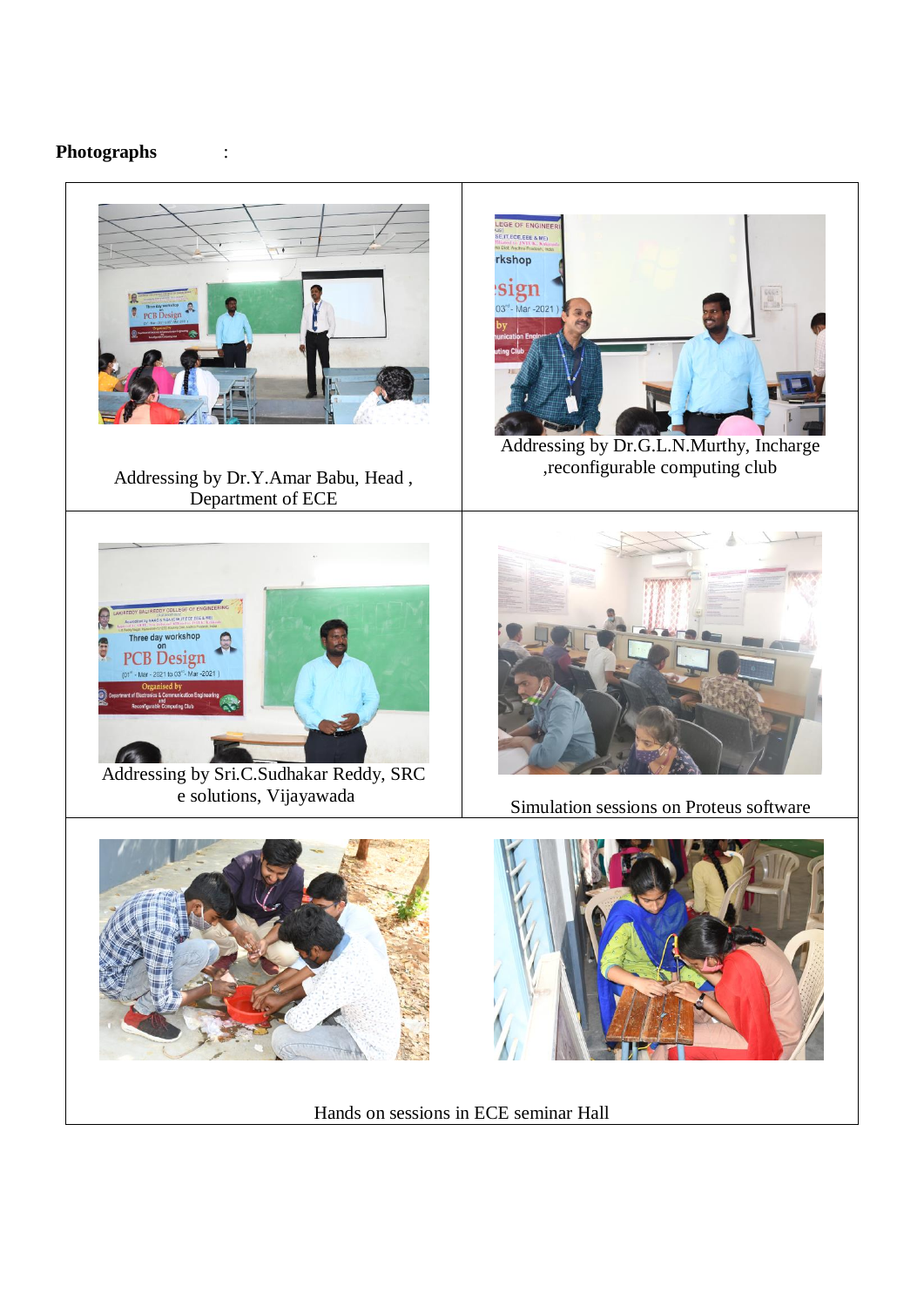**Photographs** :

| | |
|---|---|
| Addressing by Dr.Y.Amar Babu, Head , Department of ECE | Addressing by Dr.G.L.N.Murthy, Incharge ,reconfigurable computing club |
| Addressing by Sri.C.Sudhakar Reddy, SRC e solutions, Vijayawada | Simulation sessions on Proteus software |
| Hands on sessions in ECE seminar Hall | |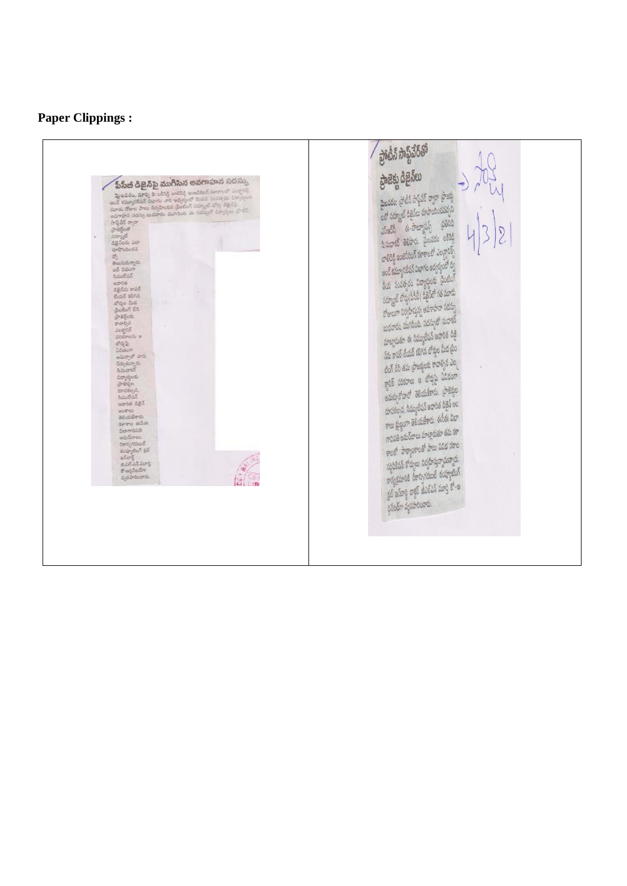**Paper Clippings :**

### పీసీబీ డిజైన్‌పై ముగిసిన అవగాహన సదస్సు

మైలవరం, మార్చి 3: లకిరెడ్డి బాలిరెడ్డి ఇంజినీరింగ్ కళాశాలలో ఎలక్ట్రానిక్స్ అండ్ కమ్యూనికేషన్ విభాగం వారి ఆధ్వర్యంలో ద్వితీయ సంవత్సరం విద్యార్థులకు ప్రింటింగ్ సర్క్యూట్ బోర్డు డిజైన్‌పై అవగాహన సదస్సు బుధవారం ముగిసింది. ఈ సదస్సులో విద్యార్థులు ప్రోటీస్ సాఫ్ట్‌వేర్ ద్వారా ప్రాజెక్ట్‌లలో సర్క్యూట్ డిజైన్‌లను ఎలా రూపొందించవచ్చో తెలుసుకున్నారు. ఆన్ విధంగా సిమ్యులేషన్ ఆధారిత డిజైన్‌ను కాపర్ లేయర్ కలిగిన బోర్డుల మీద ప్రింటింగ్ చేసి ప్రాజెక్టులకు కావాల్సిన ఎలక్ట్రానిక్ పరికరాలను ఆ బోర్డుపై ఏవిధంగా అమర్చాలో వారు నేర్చుకున్నారు. సీనుదాకర్ విద్యార్థులకు ప్రాజెక్టుల రూపకల్పన, సిమ్యులేషన్ ఆధారిత డిజైన్ అంశాలు తెలియజేశారు. కళాశాల ఈసీఈ విభాగాధిపతి అమర్‌బాబు, డీజాన్ అసోసియేట్ కన్వీనర్ జీఆర్‌ఎస్ మూర్తి కో-ఆర్డినేటర్‌గా వ్యవహరించారు.

### ప్రోటీస్ సాఫ్ట్‌వేర్‌తో ప్రాజెక్టు డిజైన్‌లు

4/3/21

మైలవరం: ప్రోటీస్ సాఫ్ట్‌వేర్ ద్వారా ప్రాజెక్టులలో సర్క్యూట్ డిజైన్‌లు రూపొందించవచ్చని ఎస్‌ఆర్‌కే ఈ-సొల్యూషన్స్ ప్రతినిధి సీనుదాకర్ తెలిపారు. మైలవరం లకిరెడ్డి బాలిరెడ్డి ఇంజినీరింగ్ కళాశాలలో ఎలక్ట్రానిక్స్ అండ్ కమ్యూనికేషన్ విభాగం ఆధ్వర్యంలో ద్వితీయ సంవత్సరం విద్యార్థులకు ప్రింటింగ్ సర్క్యూట్ బోర్డ్స్ (పీసీబీ) డిజైన్‌లో గత మూడు రోజులుగా నిర్వహిస్తున్న అవగాహనా సదస్సు బుధవారం ముగిసింది. సదస్సులో సుధాకర్ మాట్లాడుతూ ఈ సిమ్యులేషన్ ఆధారిత డిజైన్ కాపర్ లేయర్ కలిగిన బోర్డుల మీద ప్రింటింగ్ చేసి తమ ప్రాజెక్టులకు కావాల్సిన ఎలక్ట్రానిక్ పరికరాలు ఆ బోర్డుపై ఏవిధంగా అమర్చుకోవాలో తెలియజేశారు. ప్రాజెక్టుల రూపకల్పన, సిమ్యులేషన్ ఆధారిత డిజైన్ అంశాలు క్షుణ్ణంగా తెలియజేశారు. ఈసీఈ విభాగాధిపతి అమర్‌బాబు మాట్లాడుతూ తమ కళాశాలలో పాఠ్యాంశాలతో పాటు వివిధ రకాల సర్టిఫికేషన్ కోర్సులు నిర్వహిస్తున్నామన్నారు. కార్యక్రమానికి డీజాన్ అసోసియేట్ కన్వీనర్ డాక్టర్ జీఆర్‌ఎస్ మూర్తి కో-ఆర్డినేటర్‌గా వ్యవహరించారు.